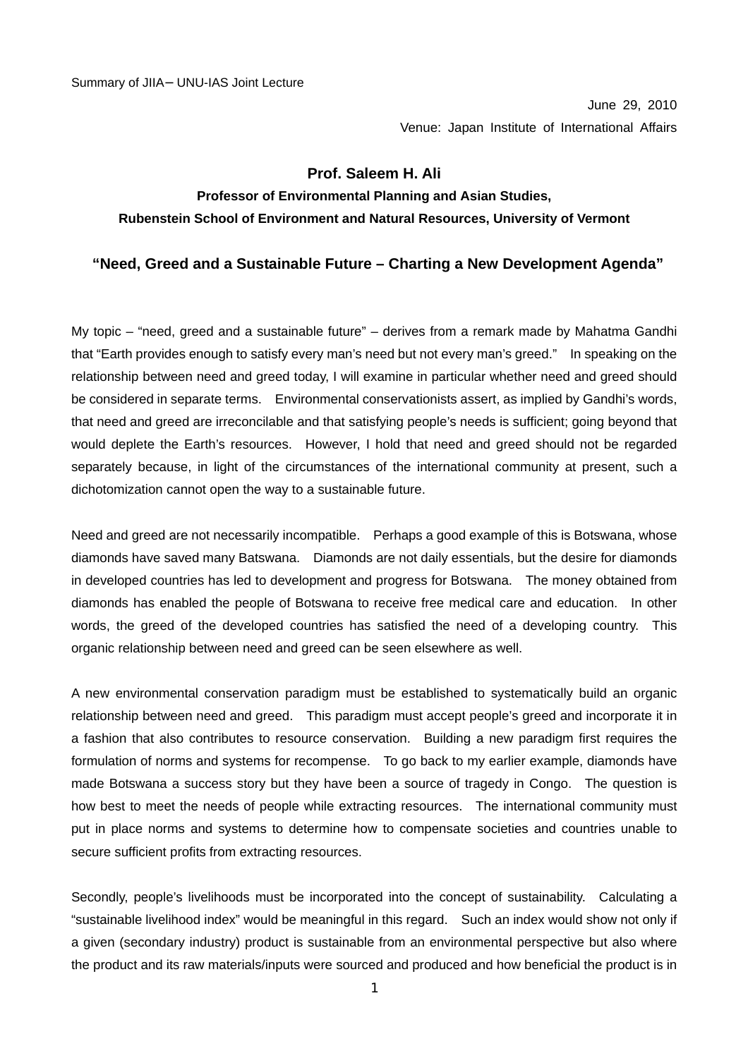Summary of JIIA– UNU-IAS Joint Lecture

June 29, 2010

Venue: Japan Institute of International Affairs

## Prof. Saleem H. Ali

**Professor of Environmental Planning and Asian Studies,**
**Rubenstein School of Environment and Natural Resources, University of Vermont**

## "Need, Greed and a Sustainable Future – Charting a New Development Agenda"

My topic – "need, greed and a sustainable future" – derives from a remark made by Mahatma Gandhi that "Earth provides enough to satisfy every man's need but not every man's greed." In speaking on the relationship between need and greed today, I will examine in particular whether need and greed should be considered in separate terms. Environmental conservationists assert, as implied by Gandhi's words, that need and greed are irreconcilable and that satisfying people's needs is sufficient; going beyond that would deplete the Earth's resources. However, I hold that need and greed should not be regarded separately because, in light of the circumstances of the international community at present, such a dichotomization cannot open the way to a sustainable future.

Need and greed are not necessarily incompatible. Perhaps a good example of this is Botswana, whose diamonds have saved many Batswana. Diamonds are not daily essentials, but the desire for diamonds in developed countries has led to development and progress for Botswana. The money obtained from diamonds has enabled the people of Botswana to receive free medical care and education. In other words, the greed of the developed countries has satisfied the need of a developing country. This organic relationship between need and greed can be seen elsewhere as well.

A new environmental conservation paradigm must be established to systematically build an organic relationship between need and greed. This paradigm must accept people's greed and incorporate it in a fashion that also contributes to resource conservation. Building a new paradigm first requires the formulation of norms and systems for recompense. To go back to my earlier example, diamonds have made Botswana a success story but they have been a source of tragedy in Congo. The question is how best to meet the needs of people while extracting resources. The international community must put in place norms and systems to determine how to compensate societies and countries unable to secure sufficient profits from extracting resources.

Secondly, people's livelihoods must be incorporated into the concept of sustainability. Calculating a "sustainable livelihood index" would be meaningful in this regard. Such an index would show not only if a given (secondary industry) product is sustainable from an environmental perspective but also where the product and its raw materials/inputs were sourced and produced and how beneficial the product is in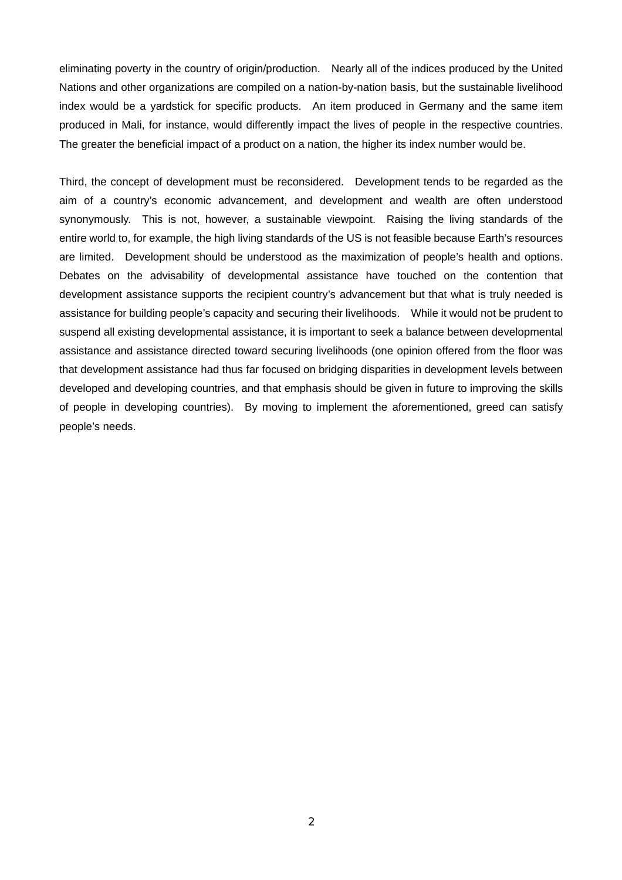eliminating poverty in the country of origin/production. Nearly all of the indices produced by the United Nations and other organizations are compiled on a nation-by-nation basis, but the sustainable livelihood index would be a yardstick for specific products. An item produced in Germany and the same item produced in Mali, for instance, would differently impact the lives of people in the respective countries. The greater the beneficial impact of a product on a nation, the higher its index number would be.

Third, the concept of development must be reconsidered. Development tends to be regarded as the aim of a country's economic advancement, and development and wealth are often understood synonymously. This is not, however, a sustainable viewpoint. Raising the living standards of the entire world to, for example, the high living standards of the US is not feasible because Earth's resources are limited. Development should be understood as the maximization of people's health and options. Debates on the advisability of developmental assistance have touched on the contention that development assistance supports the recipient country's advancement but that what is truly needed is assistance for building people's capacity and securing their livelihoods. While it would not be prudent to suspend all existing developmental assistance, it is important to seek a balance between developmental assistance and assistance directed toward securing livelihoods (one opinion offered from the floor was that development assistance had thus far focused on bridging disparities in development levels between developed and developing countries, and that emphasis should be given in future to improving the skills of people in developing countries). By moving to implement the aforementioned, greed can satisfy people's needs.